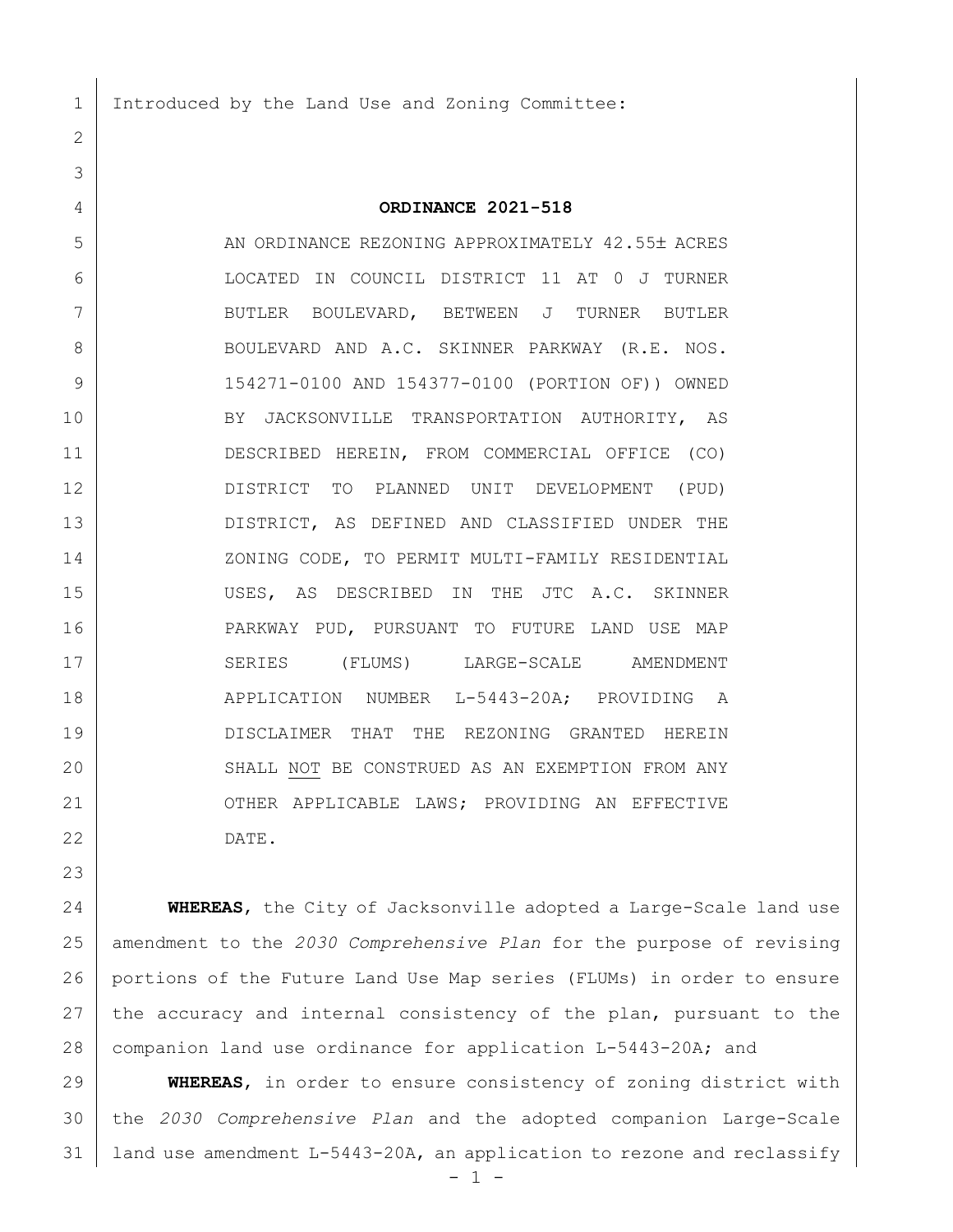Introduced by the Land Use and Zoning Committee:

**ORDINANCE 2021-518**

AN ORDINANCE REZONING APPROXIMATELY 42.55± ACRES LOCATED IN COUNCIL DISTRICT 11 AT 0 J TURNER BUTLER BOULEVARD, BETWEEN J TURNER BUTLER BOULEVARD AND A.C. SKINNER PARKWAY (R.E. NOS. 154271-0100 AND 154377-0100 (PORTION OF)) OWNED BY JACKSONVILLE TRANSPORTATION AUTHORITY, AS DESCRIBED HEREIN, FROM COMMERCIAL OFFICE (CO) DISTRICT TO PLANNED UNIT DEVELOPMENT (PUD) DISTRICT, AS DEFINED AND CLASSIFIED UNDER THE ZONING CODE, TO PERMIT MULTI-FAMILY RESIDENTIAL USES, AS DESCRIBED IN THE JTC A.C. SKINNER PARKWAY PUD, PURSUANT TO FUTURE LAND USE MAP SERIES (FLUMS) LARGE-SCALE AMENDMENT APPLICATION NUMBER L-5443-20A; PROVIDING A DISCLAIMER THAT THE REZONING GRANTED HEREIN SHALL NOT BE CONSTRUED AS AN EXEMPTION FROM ANY OTHER APPLICABLE LAWS; PROVIDING AN EFFECTIVE DATE.

**WHEREAS**, the City of Jacksonville adopted a Large-Scale land use amendment to the *2030 Comprehensive Plan* for the purpose of revising portions of the Future Land Use Map series (FLUMs) in order to ensure the accuracy and internal consistency of the plan, pursuant to the companion land use ordinance for application L-5443-20A; and

**WHEREAS**, in order to ensure consistency of zoning district with the *2030 Comprehensive Plan* and the adopted companion Large-Scale land use amendment L-5443-20A, an application to rezone and reclassify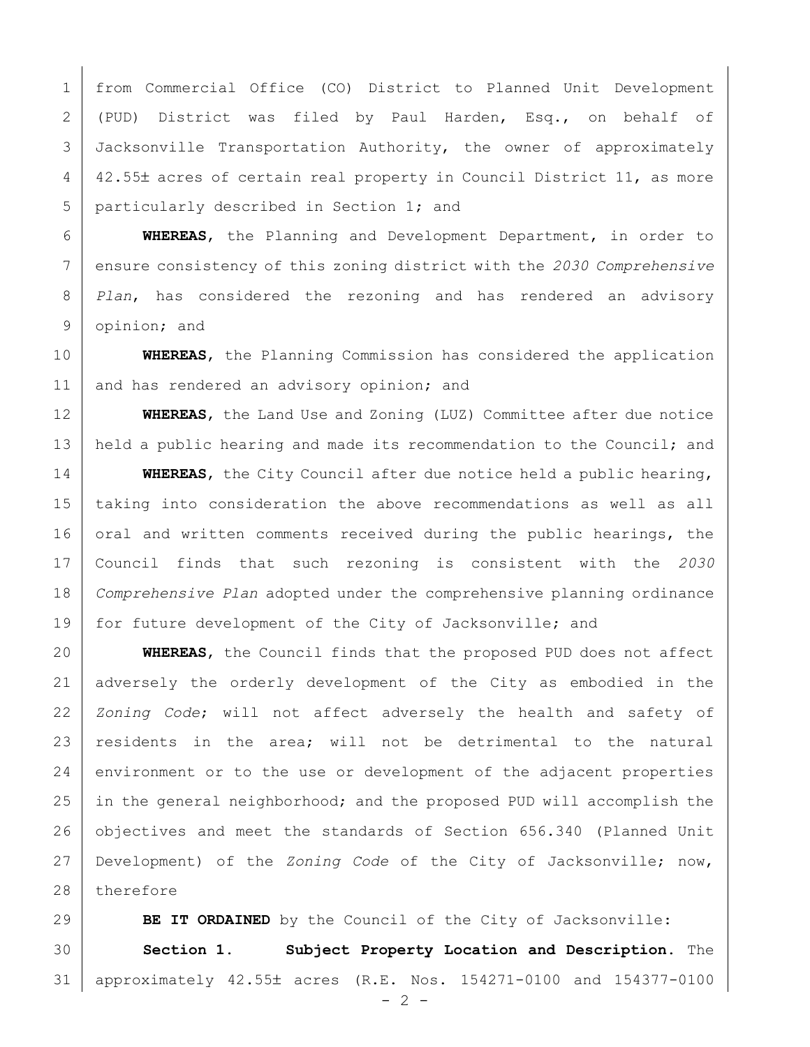from Commercial Office (CO) District to Planned Unit Development (PUD) District was filed by Paul Harden, Esq., on behalf of Jacksonville Transportation Authority, the owner of approximately 42.55± acres of certain real property in Council District 11, as more particularly described in Section 1; and

**WHEREAS**, the Planning and Development Department, in order to ensure consistency of this zoning district with the *2030 Comprehensive Plan*, has considered the rezoning and has rendered an advisory opinion; and

**WHEREAS**, the Planning Commission has considered the application and has rendered an advisory opinion; and

**WHEREAS**, the Land Use and Zoning (LUZ) Committee after due notice held a public hearing and made its recommendation to the Council; and

**WHEREAS**, the City Council after due notice held a public hearing, taking into consideration the above recommendations as well as all oral and written comments received during the public hearings, the Council finds that such rezoning is consistent with the *2030 Comprehensive Plan* adopted under the comprehensive planning ordinance for future development of the City of Jacksonville; and

**WHEREAS**, the Council finds that the proposed PUD does not affect adversely the orderly development of the City as embodied in the *Zoning Code*; will not affect adversely the health and safety of residents in the area; will not be detrimental to the natural environment or to the use or development of the adjacent properties in the general neighborhood; and the proposed PUD will accomplish the objectives and meet the standards of Section 656.340 (Planned Unit Development) of the *Zoning Code* of the City of Jacksonville; now, therefore

**BE IT ORDAINED** by the Council of the City of Jacksonville:

**Section 1. Subject Property Location and Description.** The approximately 42.55± acres (R.E. Nos. 154271-0100 and 154377-0100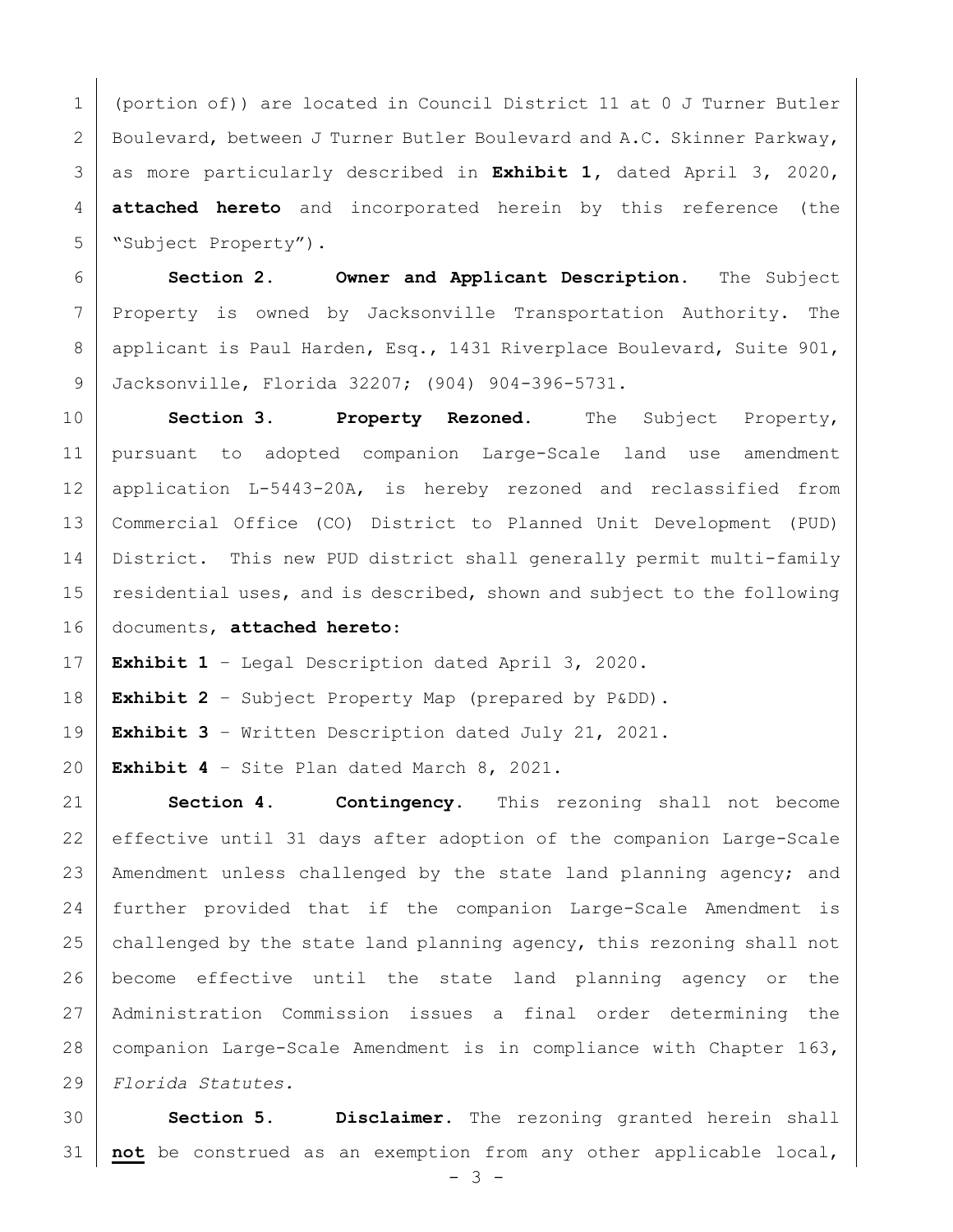(portion of)) are located in Council District 11 at 0 J Turner Butler Boulevard, between J Turner Butler Boulevard and A.C. Skinner Parkway, as more particularly described in **Exhibit 1**, dated April 3, 2020, **attached hereto** and incorporated herein by this reference (the "Subject Property").

**Section 2. Owner and Applicant Description.** The Subject Property is owned by Jacksonville Transportation Authority. The applicant is Paul Harden, Esq., 1431 Riverplace Boulevard, Suite 901, Jacksonville, Florida 32207; (904) 904-396-5731.

**Section 3. Property Rezoned.** The Subject Property, pursuant to adopted companion Large-Scale land use amendment application L-5443-20A, is hereby rezoned and reclassified from Commercial Office (CO) District to Planned Unit Development (PUD) District. This new PUD district shall generally permit multi-family residential uses, and is described, shown and subject to the following documents, **attached hereto**:

**Exhibit 1** – Legal Description dated April 3, 2020.

**Exhibit 2** – Subject Property Map (prepared by P&DD).

**Exhibit 3** – Written Description dated July 21, 2021.

**Exhibit 4** – Site Plan dated March 8, 2021.

**Section 4. Contingency.** This rezoning shall not become effective until 31 days after adoption of the companion Large-Scale Amendment unless challenged by the state land planning agency; and further provided that if the companion Large-Scale Amendment is challenged by the state land planning agency, this rezoning shall not become effective until the state land planning agency or the Administration Commission issues a final order determining the companion Large-Scale Amendment is in compliance with Chapter 163, *Florida Statutes.*

**Section 5. Disclaimer.** The rezoning granted herein shall **not** be construed as an exemption from any other applicable local,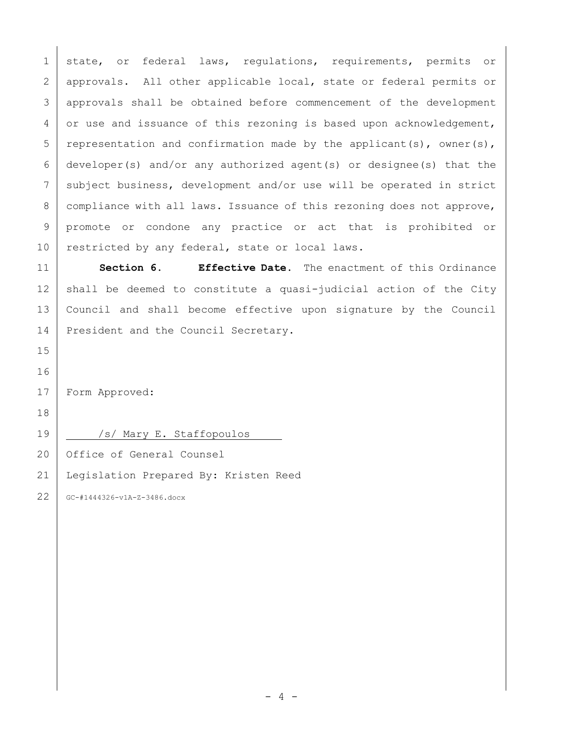state, or federal laws, regulations, requirements, permits or approvals. All other applicable local, state or federal permits or approvals shall be obtained before commencement of the development or use and issuance of this rezoning is based upon acknowledgement, representation and confirmation made by the applicant(s), owner(s), developer(s) and/or any authorized agent(s) or designee(s) that the subject business, development and/or use will be operated in strict compliance with all laws. Issuance of this rezoning does not approve, promote or condone any practice or act that is prohibited or restricted by any federal, state or local laws.

**Section 6. Effective Date.** The enactment of this Ordinance shall be deemed to constitute a quasi-judicial action of the City Council and shall become effective upon signature by the Council President and the Council Secretary.

Form Approved:

/s/ Mary E. Staffopoulos

Office of General Counsel

Legislation Prepared By: Kristen Reed

GC-#1444326-v1A-Z-3486.docx